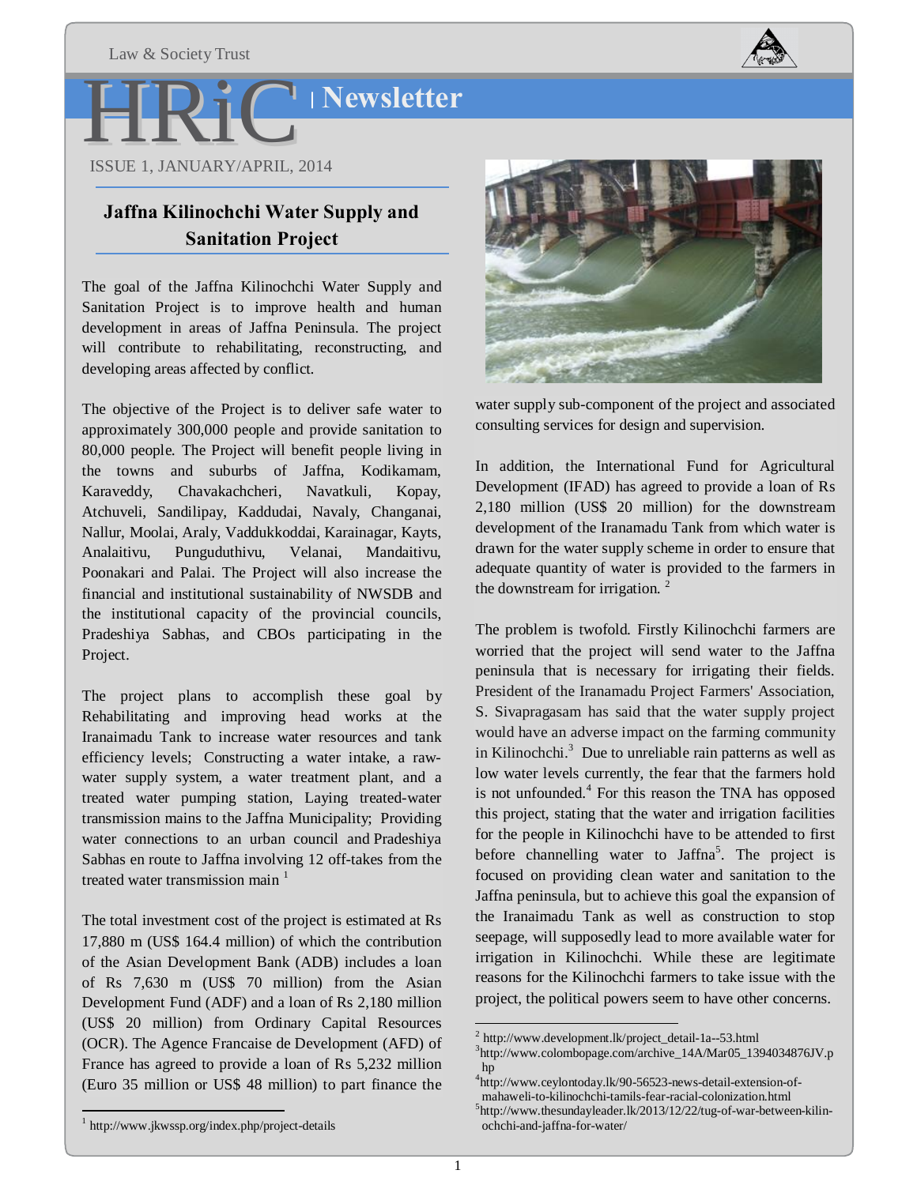Law & Society Trust

# HRiC | Newsletter

ISSUE 1, JANUARY/APRIL, 2014

## Jaffna Kilinochchi Water Supply and Sanitation Project

The goal of the Jaffna Kilinochchi Water Supply and Sanitation Project is to improve health and human development in areas of Jaffna Peninsula. The project will contribute to rehabilitating, reconstructing, and developing areas affected by conflict.

The objective of the Project is to deliver safe water to approximately 300,000 people and provide sanitation to 80,000 people. The Project will benefit people living in the towns and suburbs of Jaffna, Kodikamam, Karaveddy, Chavakachcheri, Navatkuli, Kopay, Atchuveli, Sandilipay, Kaddudai, Navaly, Changanai, Nallur, Moolai, Araly, Vaddukkoddai, Karainagar, Kayts, Analaitivu, Punguduthivu, Velanai, Mandaitivu, Poonakari and Palai. The Project will also increase the financial and institutional sustainability of NWSDB and the institutional capacity of the provincial councils, Pradeshiya Sabhas, and CBOs participating in the Project.

The project plans to accomplish these goal by Rehabilitating and improving head works at the Iranaimadu Tank to increase water resources and tank efficiency levels; Constructing a water intake, a raw-water supply system, a water treatment plant, and a treated water pumping station, Laying treated-water transmission mains to the Jaffna Municipality; Providing water connections to an urban council and Pradeshiya Sabhas en route to Jaffna involving 12 off-takes from the treated water transmission main [1]

The total investment cost of the project is estimated at Rs 17,880 m (US$ 164.4 million) of which the contribution of the Asian Development Bank (ADB) includes a loan of Rs 7,630 m (US$ 70 million) from the Asian Development Fund (ADF) and a loan of Rs 2,180 million (US$ 20 million) from Ordinary Capital Resources (OCR). The Agence Francaise de Development (AFD) of France has agreed to provide a loan of Rs 5,232 million (Euro 35 million or US$ 48 million) to part finance the water supply sub-component of the project and associated consulting services for design and supervision.

In addition, the International Fund for Agricultural Development (IFAD) has agreed to provide a loan of Rs 2,180 million (US$ 20 million) for the downstream development of the Iranamadu Tank from which water is drawn for the water supply scheme in order to ensure that adequate quantity of water is provided to the farmers in the downstream for irrigation. [2]

The problem is twofold. Firstly Kilinochchi farmers are worried that the project will send water to the Jaffna peninsula that is necessary for irrigating their fields. President of the Iranamadu Project Farmers' Association, S. Sivapragasam has said that the water supply project would have an adverse impact on the farming community in Kilinochchi.[3] Due to unreliable rain patterns as well as low water levels currently, the fear that the farmers hold is not unfounded.[4] For this reason the TNA has opposed this project, stating that the water and irrigation facilities for the people in Kilinochchi have to be attended to first before channelling water to Jaffna[5]. The project is focused on providing clean water and sanitation to the Jaffna peninsula, but to achieve this goal the expansion of the Iranaimadu Tank as well as construction to stop seepage, will supposedly lead to more available water for irrigation in Kilinochchi. While these are legitimate reasons for the Kilinochchi farmers to take issue with the project, the political powers seem to have other concerns.

---

[1] http://www.jkwssp.org/index.php/project-details

[2] http://www.development.lk/project_detail-1a--53.html

[3] http://www.colombopage.com/archive_14A/Mar05_1394034876JV.php

[4] http://www.ceylontoday.lk/90-56523-news-detail-extension-of-mahaweli-to-kilinochchi-tamils-fear-racial-colonization.html

[5] http://www.thesundayleader.lk/2013/12/22/tug-of-war-between-kilinochchi-and-jaffna-for-water/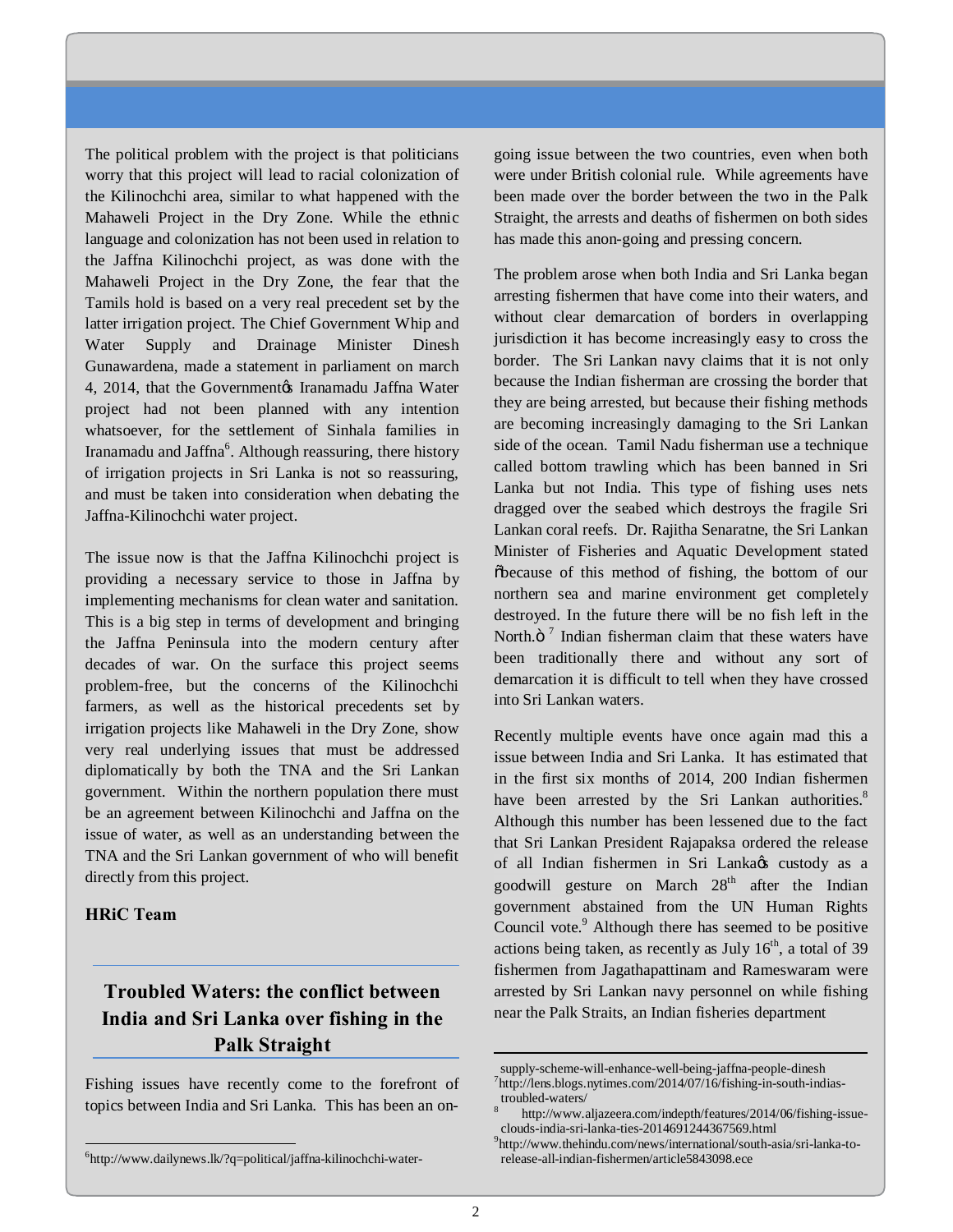The political problem with the project is that politicians worry that this project will lead to racial colonization of the Kilinochchi area, similar to what happened with the Mahaweli Project in the Dry Zone. While the ethnic language and colonization has not been used in relation to the Jaffna Kilinochchi project, as was done with the Mahaweli Project in the Dry Zone, the fear that the Tamils hold is based on a very real precedent set by the latter irrigation project. The Chief Government Whip and Water Supply and Drainage Minister Dinesh Gunawardena, made a statement in parliament on march 4, 2014, that the Government's Iranamadu Jaffna Water project had not been planned with any intention whatsoever, for the settlement of Sinhala families in Iranamadu and Jaffna[6]. Although reassuring, there history of irrigation projects in Sri Lanka is not so reassuring, and must be taken into consideration when debating the Jaffna-Kilinochchi water project.

The issue now is that the Jaffna Kilinochchi project is providing a necessary service to those in Jaffna by implementing mechanisms for clean water and sanitation. This is a big step in terms of development and bringing the Jaffna Peninsula into the modern century after decades of war. On the surface this project seems problem-free, but the concerns of the Kilinochchi farmers, as well as the historical precedents set by irrigation projects like Mahaweli in the Dry Zone, show very real underlying issues that must be addressed diplomatically by both the TNA and the Sri Lankan government. Within the northern population there must be an agreement between Kilinochchi and Jaffna on the issue of water, as well as an understanding between the TNA and the Sri Lankan government of who will benefit directly from this project.

**HRiC Team**

## Troubled Waters: the conflict between India and Sri Lanka over fishing in the Palk Straight

Fishing issues have recently come to the forefront of topics between India and Sri Lanka. This has been an on-going issue between the two countries, even when both were under British colonial rule. While agreements have been made over the border between the two in the Palk Straight, the arrests and deaths of fishermen on both sides has made this anon-going and pressing concern.

The problem arose when both India and Sri Lanka began arresting fishermen that have come into their waters, and without clear demarcation of borders in overlapping jurisdiction it has become increasingly easy to cross the border. The Sri Lankan navy claims that it is not only because the Indian fisherman are crossing the border that they are being arrested, but because their fishing methods are becoming increasingly damaging to the Sri Lankan side of the ocean. Tamil Nadu fisherman use a technique called bottom trawling which has been banned in Sri Lanka but not India. This type of fishing uses nets dragged over the seabed which destroys the fragile Sri Lankan coral reefs. Dr. Rajitha Senaratne, the Sri Lankan Minister of Fisheries and Aquatic Development stated "because of this method of fishing, the bottom of our northern sea and marine environment get completely destroyed. In the future there will be no fish left in the North."[7] Indian fisherman claim that these waters have been traditionally there and without any sort of demarcation it is difficult to tell when they have crossed into Sri Lankan waters.

Recently multiple events have once again mad this a issue between India and Sri Lanka. It has estimated that in the first six months of 2014, 200 Indian fishermen have been arrested by the Sri Lankan authorities.[8] Although this number has been lessened due to the fact that Sri Lankan President Rajapaksa ordered the release of all Indian fishermen in Sri Lanka's custody as a goodwill gesture on March 28th after the Indian government abstained from the UN Human Rights Council vote.[9] Although there has seemed to be positive actions being taken, as recently as July 16th, a total of 39 fishermen from Jagathapattinam and Rameswaram were arrested by Sri Lankan navy personnel on while fishing near the Palk Straits, an Indian fisheries department

---

[6] http://www.dailynews.lk/?q=political/jaffna-kilinochchi-water-supply-scheme-will-enhance-well-being-jaffna-people-dinesh

[7] http://lens.blogs.nytimes.com/2014/07/16/fishing-in-south-indias-troubled-waters/

[8] http://www.aljazeera.com/indepth/features/2014/06/fishing-issue-clouds-india-sri-lanka-ties-2014691244367569.html

[9] http://www.thehindu.com/news/international/south-asia/sri-lanka-to-release-all-indian-fishermen/article5843098.ece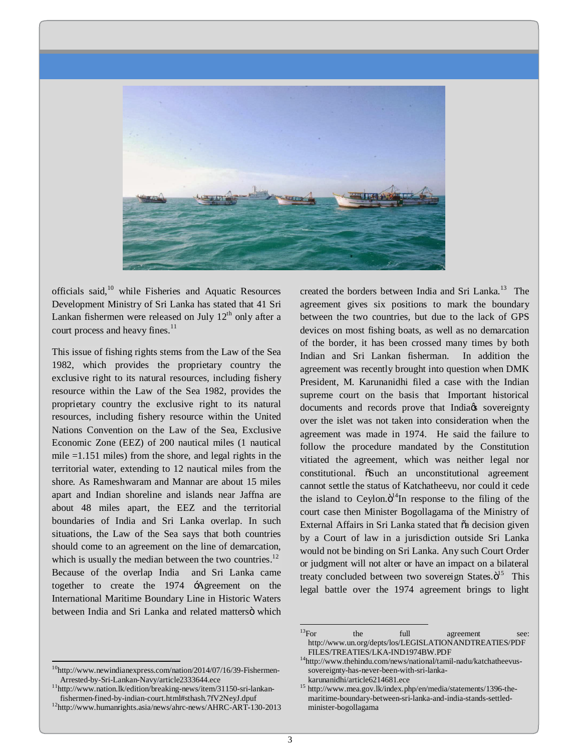officials said,[10] while Fisheries and Aquatic Resources Development Ministry of Sri Lanka has stated that 41 Sri Lankan fishermen were released on July 12th only after a court process and heavy fines.[11]

This issue of fishing rights stems from the Law of the Sea 1982, which provides the proprietary country the exclusive right to its natural resources, including fishery resource within the Law of the Sea 1982, provides the proprietary country the exclusive right to its natural resources, including fishery resource within the United Nations Convention on the Law of the Sea, Exclusive Economic Zone (EEZ) of 200 nautical miles (1 nautical mile =1.151 miles) from the shore, and legal rights in the territorial water, extending to 12 nautical miles from the shore. As Rameshwaram and Mannar are about 15 miles apart and Indian shoreline and islands near Jaffna are about 48 miles apart, the EEZ and the territorial boundaries of India and Sri Lanka overlap. In such situations, the Law of the Sea says that both countries should come to an agreement on the line of demarcation, which is usually the median between the two countries.[12] Because of the overlap India and Sri Lanka came together to create the 1974 'Agreement on the International Maritime Boundary Line in Historic Waters between India and Sri Lanka and related matters" which created the borders between India and Sri Lanka.[13] The agreement gives six positions to mark the boundary between the two countries, but due to the lack of GPS devices on most fishing boats, as well as no demarcation of the border, it has been crossed many times by both Indian and Sri Lankan fisherman. In addition the agreement was recently brought into question when DMK President, M. Karunanidhi filed a case with the Indian supreme court on the basis that Important historical documents and records prove that India's sovereignty over the islet was not taken into consideration when the agreement was made in 1974. He said the failure to follow the procedure mandated by the Constitution vitiated the agreement, which was neither legal nor constitutional. "Such an unconstitutional agreement cannot settle the status of Katchatheevu, nor could it cede the island to Ceylon."[14] In response to the filing of the court case then Minister Bogollagama of the Ministry of External Affairs in Sri Lanka stated that "a decision given by a Court of law in a jurisdiction outside Sri Lanka would not be binding on Sri Lanka. Any such Court Order or judgment will not alter or have an impact on a bilateral treaty concluded between two sovereign States."[15] This legal battle over the 1974 agreement brings to light

---

[10] http://www.newindianexpress.com/nation/2014/07/16/39-Fishermen-Arrested-by-Sri-Lankan-Navy/article2333644.ece

[11] http://www.nation.lk/edition/breaking-news/item/31150-sri-lankan-fishermen-fined-by-indian-court.html#sthash.7fV2NeyJ.dpuf

[12] http://www.humanrights.asia/news/ahrc-news/AHRC-ART-130-2013

[13] For the full agreement see: http://www.un.org/depts/los/LEGISLATIONANDTREATIES/PDFFILES/TREATIES/LKA-IND1974BW.PDF

[14] http://www.thehindu.com/news/national/tamil-nadu/katchatheevus-sovereignty-has-never-been-with-sri-lanka-karunanidhi/article6214681.ece

[15] http://www.mea.gov.lk/index.php/en/media/statements/1396-the-maritime-boundary-between-sri-lanka-and-india-stands-settled-minister-bogollagama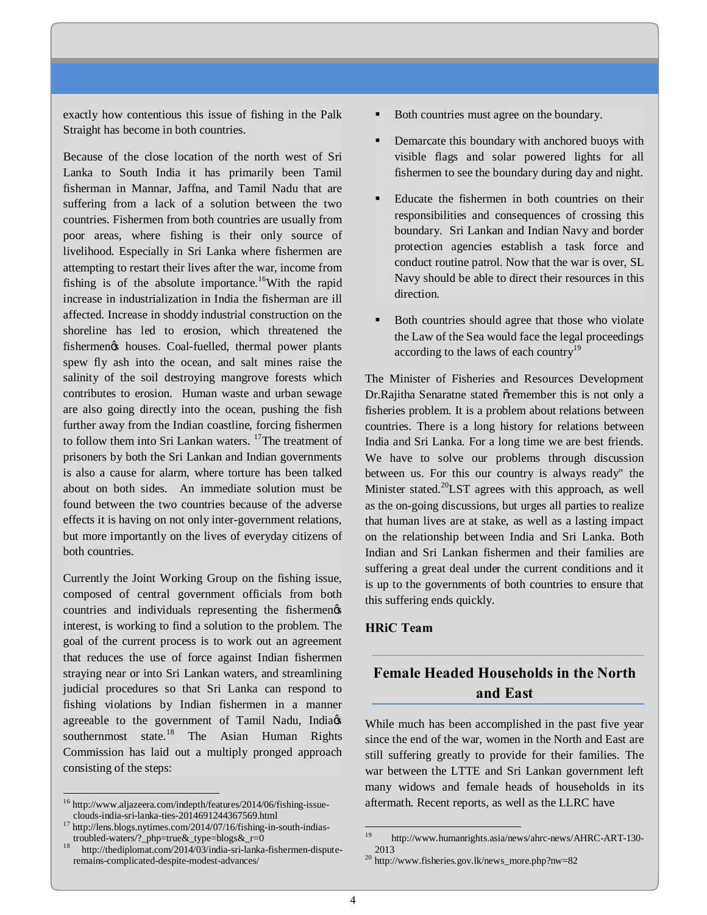exactly how contentious this issue of fishing in the Palk Straight has become in both countries.

Because of the close location of the north west of Sri Lanka to South India it has primarily been Tamil fisherman in Mannar, Jaffna, and Tamil Nadu that are suffering from a lack of a solution between the two countries. Fishermen from both countries are usually from poor areas, where fishing is their only source of livelihood. Especially in Sri Lanka where fishermen are attempting to restart their lives after the war, income from fishing is of the absolute importance.[16]With the rapid increase in industrialization in India the fisherman are ill affected. Increase in shoddy industrial construction on the shoreline has led to erosion, which threatened the fishermenø houses. Coal-fuelled, thermal power plants spew fly ash into the ocean, and salt mines raise the salinity of the soil destroying mangrove forests which contributes to erosion. Human waste and urban sewage are also going directly into the ocean, pushing the fish further away from the Indian coastline, forcing fishermen to follow them into Sri Lankan waters. [17]The treatment of prisoners by both the Sri Lankan and Indian governments is also a cause for alarm, where torture has been talked about on both sides. An immediate solution must be found between the two countries because of the adverse effects it is having on not only inter-government relations, but more importantly on the lives of everyday citizens of both countries.

Currently the Joint Working Group on the fishing issue, composed of central government officials from both countries and individuals representing the fishermenø interest, is working to find a solution to the problem. The goal of the current process is to work out an agreement that reduces the use of force against Indian fishermen straying near or into Sri Lankan waters, and streamlining judicial procedures so that Sri Lanka can respond to fishing violations by Indian fishermen in a manner agreeable to the government of Tamil Nadu, Indiaø southernmost state.[18] The Asian Human Rights Commission has laid out a multiply pronged approach consisting of the steps:

- Both countries must agree on the boundary.
- Demarcate this boundary with anchored buoys with visible flags and solar powered lights for all fishermen to see the boundary during day and night.
- Educate the fishermen in both countries on their responsibilities and consequences of crossing this boundary. Sri Lankan and Indian Navy and border protection agencies establish a task force and conduct routine patrol. Now that the war is over, SL Navy should be able to direct their resources in this direction.
- Both countries should agree that those who violate the Law of the Sea would face the legal proceedings according to the laws of each country[19]

The Minister of Fisheries and Resources Development Dr.Rajitha Senaratne stated õremember this is not only a fisheries problem. It is a problem about relations between countries. There is a long history for relations between India and Sri Lanka. For a long time we are best friends. We have to solve our problems through discussion between us. For this our country is always ready" the Minister stated.[20]LST agrees with this approach, as well as the on-going discussions, but urges all parties to realize that human lives are at stake, as well as a lasting impact on the relationship between India and Sri Lanka. Both Indian and Sri Lankan fishermen and their families are suffering a great deal under the current conditions and it is up to the governments of both countries to ensure that this suffering ends quickly.

**HRiC Team**

## Female Headed Households in the North and East

While much has been accomplished in the past five year since the end of the war, women in the North and East are still suffering greatly to provide for their families. The war between the LTTE and Sri Lankan government left many widows and female heads of households in its aftermath. Recent reports, as well as the LLRC have

---

[16] http://www.aljazeera.com/indepth/features/2014/06/fishing-issue-clouds-india-sri-lanka-ties-2014691244367569.html

[17] http://lens.blogs.nytimes.com/2014/07/16/fishing-in-south-indias-troubled-waters/?_php=true&_type=blogs&_r=0

[18] http://thediplomat.com/2014/03/india-sri-lanka-fishermen-dispute-remains-complicated-despite-modest-advances/

[19] http://www.humanrights.asia/news/ahrc-news/AHRC-ART-130-2013

[20] http://www.fisheries.gov.lk/news_more.php?nw=82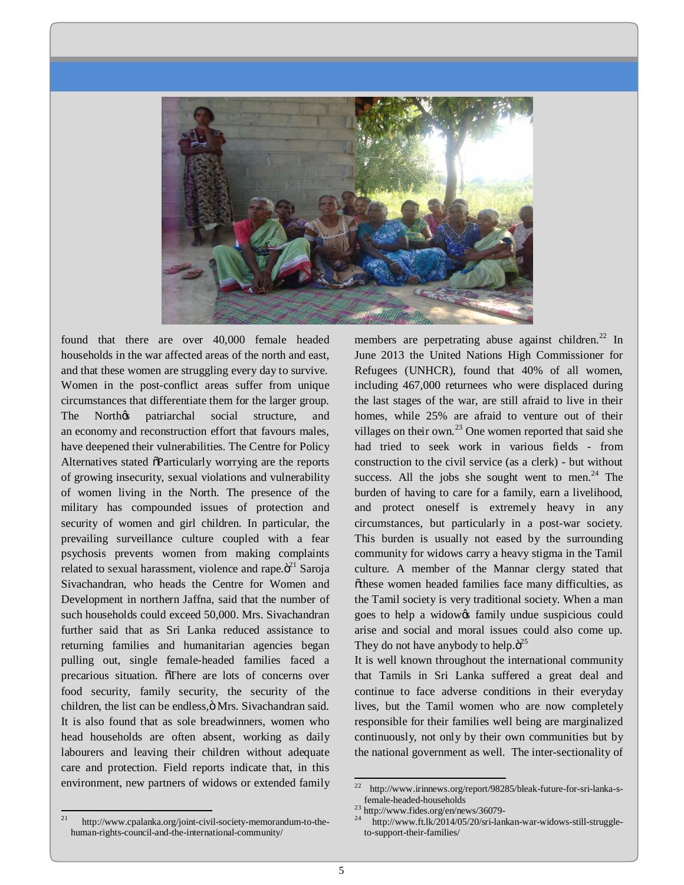found that there are over 40,000 female headed households in the war affected areas of the north and east, and that these women are struggling every day to survive. Women in the post-conflict areas suffer from unique circumstances that differentiate them for the larger group. The North's patriarchal social structure, and an economy and reconstruction effort that favours males, have deepened their vulnerabilities. The Centre for Policy Alternatives stated "Particularly worrying are the reports of growing insecurity, sexual violations and vulnerability of women living in the North. The presence of the military has compounded issues of protection and security of women and girl children. In particular, the prevailing surveillance culture coupled with a fear psychosis prevents women from making complaints related to sexual harassment, violence and rape."[21] Saroja Sivachandran, who heads the Centre for Women and Development in northern Jaffna, said that the number of such households could exceed 50,000. Mrs. Sivachandran further said that as Sri Lanka reduced assistance to returning families and humanitarian agencies began pulling out, single female-headed families faced a precarious situation. "There are lots of concerns over food security, family security, the security of the children, the list can be endless," Mrs. Sivachandran said. It is also found that as sole breadwinners, women who head households are often absent, working as daily labourers and leaving their children without adequate care and protection. Field reports indicate that, in this environment, new partners of widows or extended family members are perpetrating abuse against children.[22] In June 2013 the United Nations High Commissioner for Refugees (UNHCR), found that 40% of all women, including 467,000 returnees who were displaced during the last stages of the war, are still afraid to live in their homes, while 25% are afraid to venture out of their villages on their own.[23] One women reported that said she had tried to seek work in various fields - from construction to the civil service (as a clerk) - but without success. All the jobs she sought went to men.[24] The burden of having to care for a family, earn a livelihood, and protect oneself is extremely heavy in any circumstances, but particularly in a post-war society. This burden is usually not eased by the surrounding community for widows carry a heavy stigma in the Tamil culture. A member of the Mannar clergy stated that "these women headed families face many difficulties, as the Tamil society is very traditional society. When a man goes to help a widow's family undue suspicious could arise and social and moral issues could also come up. They do not have anybody to help."[25]

It is well known throughout the international community that Tamils in Sri Lanka suffered a great deal and continue to face adverse conditions in their everyday lives, but the Tamil women who are now completely responsible for their families well being are marginalized continuously, not only by their own communities but by the national government as well. The inter-sectionality of

---

[21] http://www.cpalanka.org/joint-civil-society-memorandum-to-the-human-rights-council-and-the-international-community/

[22] http://www.irinnews.org/report/98285/bleak-future-for-sri-lanka-s-female-headed-households

[23] http://www.fides.org/en/news/36079-

[24] http://www.ft.lk/2014/05/20/sri-lankan-war-widows-still-struggle-to-support-their-families/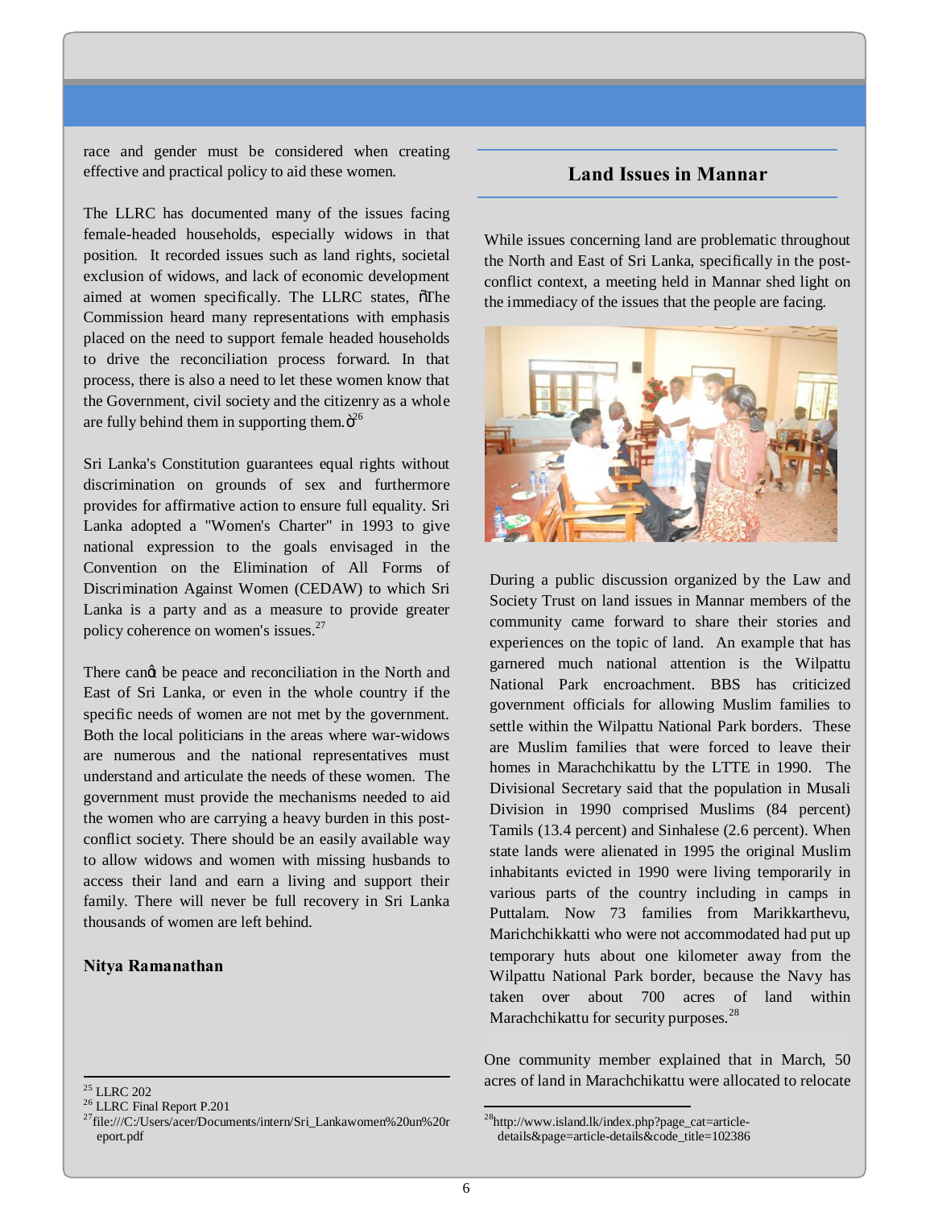race and gender must be considered when creating effective and practical policy to aid these women.

The LLRC has documented many of the issues facing female-headed households, especially widows in that position. It recorded issues such as land rights, societal exclusion of widows, and lack of economic development aimed at women specifically. The LLRC states, "The Commission heard many representations with emphasis placed on the need to support female headed households to drive the reconciliation process forward. In that process, there is also a need to let these women know that the Government, civil society and the citizenry as a whole are fully behind them in supporting them."[26]

Sri Lanka's Constitution guarantees equal rights without discrimination on grounds of sex and furthermore provides for affirmative action to ensure full equality. Sri Lanka adopted a "Women's Charter" in 1993 to give national expression to the goals envisaged in the Convention on the Elimination of All Forms of Discrimination Against Women (CEDAW) to which Sri Lanka is a party and as a measure to provide greater policy coherence on women's issues.[27]

There can't be peace and reconciliation in the North and East of Sri Lanka, or even in the whole country if the specific needs of women are not met by the government. Both the local politicians in the areas where war-widows are numerous and the national representatives must understand and articulate the needs of these women. The government must provide the mechanisms needed to aid the women who are carrying a heavy burden in this post-conflict society. There should be an easily available way to allow widows and women with missing husbands to access their land and earn a living and support their family. There will never be full recovery in Sri Lanka thousands of women are left behind.

**Nitya Ramanathan**

## Land Issues in Mannar

While issues concerning land are problematic throughout the North and East of Sri Lanka, specifically in the post-conflict context, a meeting held in Mannar shed light on the immediacy of the issues that the people are facing.

During a public discussion organized by the Law and Society Trust on land issues in Mannar members of the community came forward to share their stories and experiences on the topic of land. An example that has garnered much national attention is the Wilpattu National Park encroachment. BBS has criticized government officials for allowing Muslim families to settle within the Wilpattu National Park borders. These are Muslim families that were forced to leave their homes in Marachchikattu by the LTTE in 1990. The Divisional Secretary said that the population in Musali Division in 1990 comprised Muslims (84 percent) Tamils (13.4 percent) and Sinhalese (2.6 percent). When state lands were alienated in 1995 the original Muslim inhabitants evicted in 1990 were living temporarily in various parts of the country including in camps in Puttalam. Now 73 families from Marikkarthevu, Marichchikkatti who were not accommodated had put up temporary huts about one kilometer away from the Wilpattu National Park border, because the Navy has taken over about 700 acres of land within Marachchikattu for security purposes.[28]

One community member explained that in March, 50 acres of land in Marachchikattu were allocated to relocate

---

[25] LLRC 202

[26] LLRC Final Report P.201

[27] file:///C:/Users/acer/Documents/intern/Sri_Lankawomen%20un%20report.pdf

[28] http://www.island.lk/index.php?page_cat=article-details&page=article-details&code_title=102386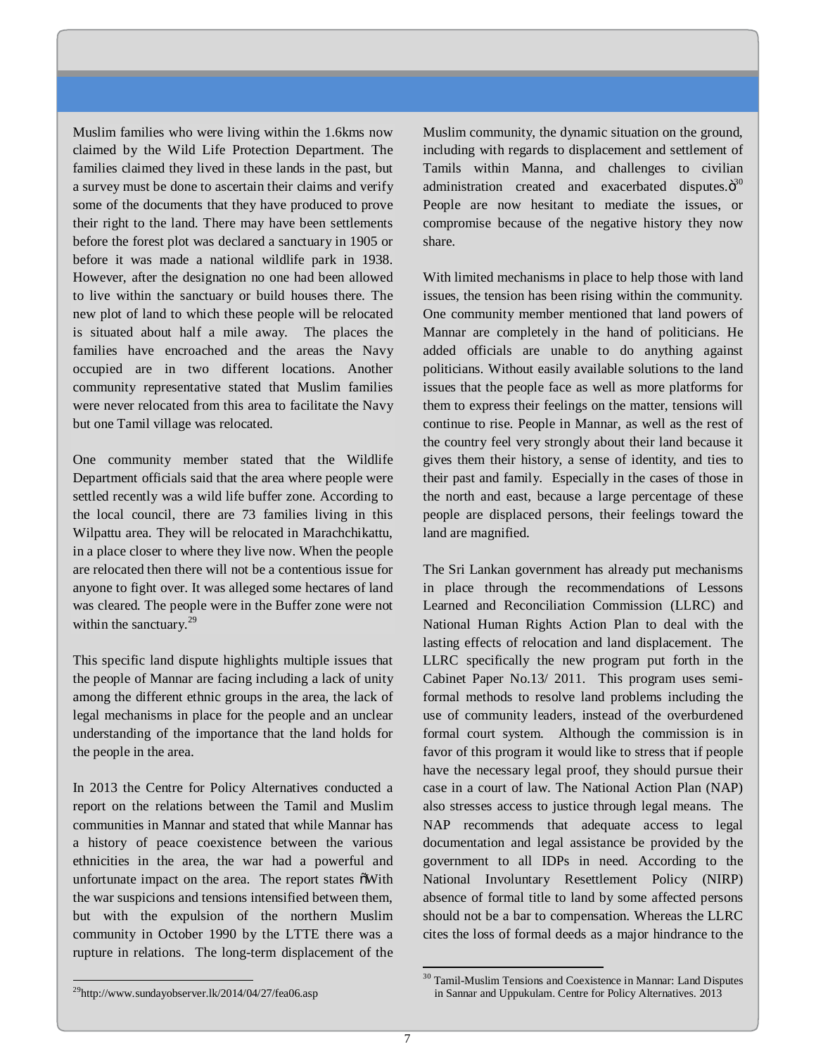Muslim families who were living within the 1.6kms now claimed by the Wild Life Protection Department. The families claimed they lived in these lands in the past, but a survey must be done to ascertain their claims and verify some of the documents that they have produced to prove their right to the land. There may have been settlements before the forest plot was declared a sanctuary in 1905 or before it was made a national wildlife park in 1938. However, after the designation no one had been allowed to live within the sanctuary or build houses there. The new plot of land to which these people will be relocated is situated about half a mile away. The places the families have encroached and the areas the Navy occupied are in two different locations. Another community representative stated that Muslim families were never relocated from this area to facilitate the Navy but one Tamil village was relocated.

One community member stated that the Wildlife Department officials said that the area where people were settled recently was a wild life buffer zone. According to the local council, there are 73 families living in this Wilpattu area. They will be relocated in Marachchikattu, in a place closer to where they live now. When the people are relocated then there will not be a contentious issue for anyone to fight over. It was alleged some hectares of land was cleared. The people were in the Buffer zone were not within the sanctuary.[29]

This specific land dispute highlights multiple issues that the people of Mannar are facing including a lack of unity among the different ethnic groups in the area, the lack of legal mechanisms in place for the people and an unclear understanding of the importance that the land holds for the people in the area.

In 2013 the Centre for Policy Alternatives conducted a report on the relations between the Tamil and Muslim communities in Mannar and stated that while Mannar has a history of peace coexistence between the various ethnicities in the area, the war had a powerful and unfortunate impact on the area. The report states "With the war suspicions and tensions intensified between them, but with the expulsion of the northern Muslim community in October 1990 by the LTTE there was a rupture in relations. The long-term displacement of the Muslim community, the dynamic situation on the ground, including with regards to displacement and settlement of Tamils within Manna, and challenges to civilian administration created and exacerbated disputes."[30] People are now hesitant to mediate the issues, or compromise because of the negative history they now share.

With limited mechanisms in place to help those with land issues, the tension has been rising within the community. One community member mentioned that land powers of Mannar are completely in the hand of politicians. He added officials are unable to do anything against politicians. Without easily available solutions to the land issues that the people face as well as more platforms for them to express their feelings on the matter, tensions will continue to rise. People in Mannar, as well as the rest of the country feel very strongly about their land because it gives them their history, a sense of identity, and ties to their past and family. Especially in the cases of those in the north and east, because a large percentage of these people are displaced persons, their feelings toward the land are magnified.

The Sri Lankan government has already put mechanisms in place through the recommendations of Lessons Learned and Reconciliation Commission (LLRC) and National Human Rights Action Plan to deal with the lasting effects of relocation and land displacement. The LLRC specifically the new program put forth in the Cabinet Paper No.13/ 2011. This program uses semi-formal methods to resolve land problems including the use of community leaders, instead of the overburdened formal court system. Although the commission is in favor of this program it would like to stress that if people have the necessary legal proof, they should pursue their case in a court of law. The National Action Plan (NAP) also stresses access to justice through legal means. The NAP recommends that adequate access to legal documentation and legal assistance be provided by the government to all IDPs in need. According to the National Involuntary Resettlement Policy (NIRP) absence of formal title to land by some affected persons should not be a bar to compensation. Whereas the LLRC cites the loss of formal deeds as a major hindrance to the

---

[29] http://www.sundayobserver.lk/2014/04/27/fea06.asp

[30] Tamil-Muslim Tensions and Coexistence in Mannar: Land Disputes in Sannar and Uppukulam. Centre for Policy Alternatives. 2013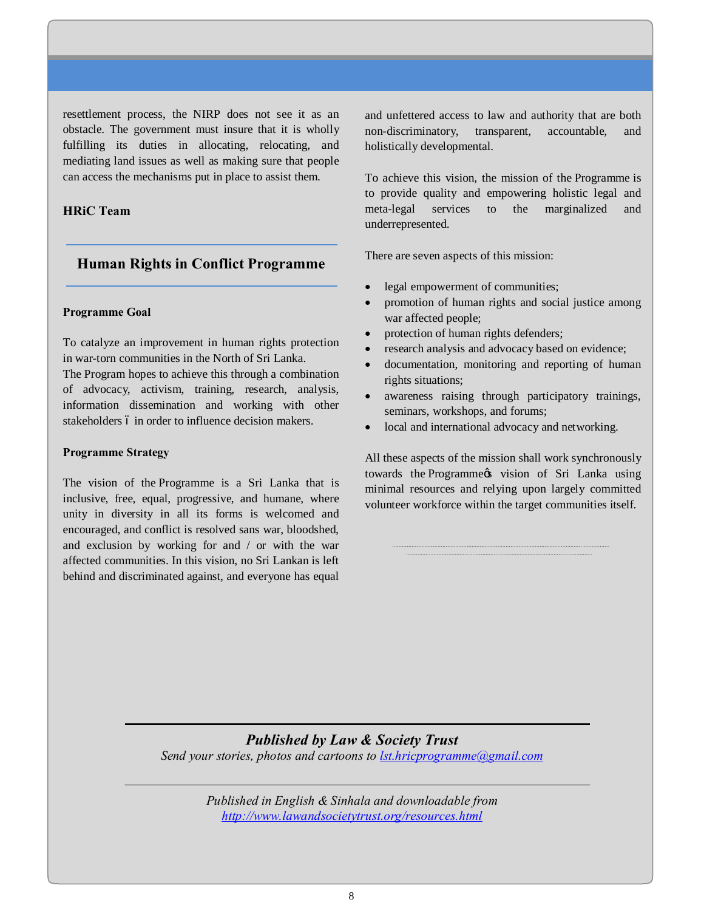resettlement process, the NIRP does not see it as an obstacle. The government must insure that it is wholly fulfilling its duties in allocating, relocating, and mediating land issues as well as making sure that people can access the mechanisms put in place to assist them.

**HRiC Team**

## Human Rights in Conflict Programme

**Programme Goal**

To catalyze an improvement in human rights protection in war-torn communities in the North of Sri Lanka.
The Program hopes to achieve this through a combination of advocacy, activism, training, research, analysis, information dissemination and working with other stakeholders ó in order to influence decision makers.

**Programme Strategy**

The vision of the Programme is a Sri Lanka that is inclusive, free, equal, progressive, and humane, where unity in diversity in all its forms is welcomed and encouraged, and conflict is resolved sans war, bloodshed, and exclusion by working for and / or with the war affected communities. In this vision, no Sri Lankan is left behind and discriminated against, and everyone has equal and unfettered access to law and authority that are both non-discriminatory, transparent, accountable, and holistically developmental.

To achieve this vision, the mission of the Programme is to provide quality and empowering holistic legal and meta-legal services to the marginalized and underrepresented.

There are seven aspects of this mission:

- legal empowerment of communities;
- promotion of human rights and social justice among war affected people;
- protection of human rights defenders;
- research analysis and advocacy based on evidence;
- documentation, monitoring and reporting of human rights situations;
- awareness raising through participatory trainings, seminars, workshops, and forums;
- local and international advocacy and networking.

All these aspects of the mission shall work synchronously towards the Programme𝐬 vision of Sri Lanka using minimal resources and relying upon largely committed volunteer workforce within the target communities itself.

***Published by Law & Society Trust***
*Send your stories, photos and cartoons to lst.hricprogramme@gmail.com*

*Published in English & Sinhala and downloadable from http://www.lawandsocietytrust.org/resources.html*